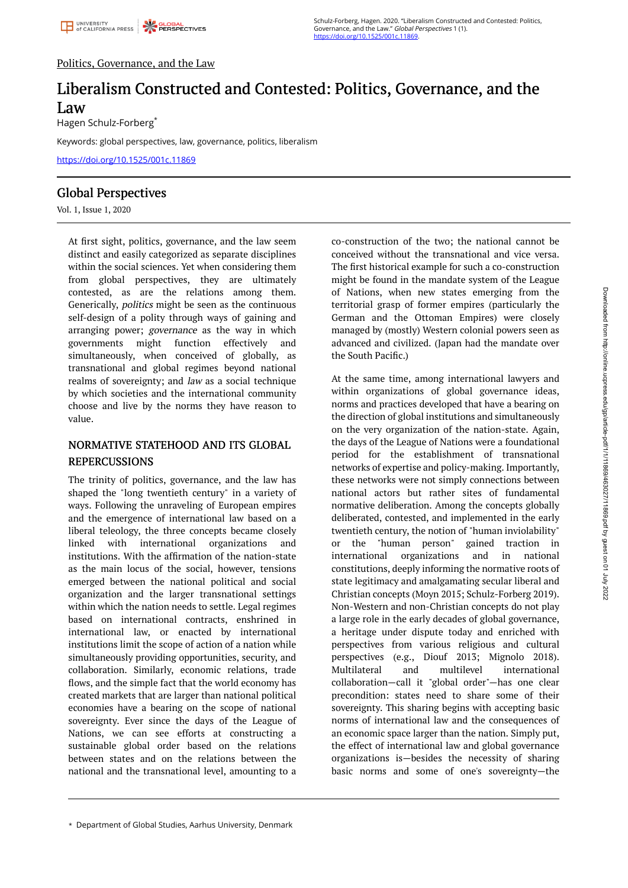Politics, Governance, and the Law

# Liberalism Constructed and Contested: Politics, Governance, and the Law

Hagen Schulz-Forberg[*]

Keywords: global perspectives, law, governance, politics, liberalism

https://doi.org/10.1525/001c.11869

## Global Perspectives

Vol. 1, Issue 1, 2020

At first sight, politics, governance, and the law seem distinct and easily categorized as separate disciplines within the social sciences. Yet when considering them from global perspectives, they are ultimately contested, as are the relations among them. Generically, *politics* might be seen as the continuous self-design of a polity through ways of gaining and arranging power; *governance* as the way in which governments might function effectively and simultaneously, when conceived of globally, as transnational and global regimes beyond national realms of sovereignty; and *law* as a social technique by which societies and the international community choose and live by the norms they have reason to value.

## NORMATIVE STATEHOOD AND ITS GLOBAL REPERCUSSIONS

The trinity of politics, governance, and the law has shaped the "long twentieth century" in a variety of ways. Following the unraveling of European empires and the emergence of international law based on a liberal teleology, the three concepts became closely linked with international organizations and institutions. With the affirmation of the nation-state as the main locus of the social, however, tensions emerged between the national political and social organization and the larger transnational settings within which the nation needs to settle. Legal regimes based on international contracts, enshrined in international law, or enacted by international institutions limit the scope of action of a nation while simultaneously providing opportunities, security, and collaboration. Similarly, economic relations, trade flows, and the simple fact that the world economy has created markets that are larger than national political economies have a bearing on the scope of national sovereignty. Ever since the days of the League of Nations, we can see efforts at constructing a sustainable global order based on the relations between states and on the relations between the national and the transnational level, amounting to a co-construction of the two; the national cannot be conceived without the transnational and vice versa. The first historical example for such a co-construction might be found in the mandate system of the League of Nations, when new states emerging from the territorial grasp of former empires (particularly the German and the Ottoman Empires) were closely managed by (mostly) Western colonial powers seen as advanced and civilized. (Japan had the mandate over the South Pacific.)

At the same time, among international lawyers and within organizations of global governance ideas, norms and practices developed that have a bearing on the direction of global institutions and simultaneously on the very organization of the nation-state. Again, the days of the League of Nations were a foundational period for the establishment of transnational networks of expertise and policy-making. Importantly, these networks were not simply connections between national actors but rather sites of fundamental normative deliberation. Among the concepts globally deliberated, contested, and implemented in the early twentieth century, the notion of "human inviolability" or the "human person" gained traction in international organizations and in national constitutions, deeply informing the normative roots of state legitimacy and amalgamating secular liberal and Christian concepts (Moyn 2015; Schulz-Forberg 2019). Non-Western and non-Christian concepts do not play a large role in the early decades of global governance, a heritage under dispute today and enriched with perspectives from various religious and cultural perspectives (e.g., Diouf 2013; Mignolo 2018). Multilateral and multilevel international collaboration—call it "global order"—has one clear precondition: states need to share some of their sovereignty. This sharing begins with accepting basic norms of international law and the consequences of an economic space larger than the nation. Simply put, the effect of international law and global governance organizations is—besides the necessity of sharing basic norms and some of one's sovereignty—the

[*] Department of Global Studies, Aarhus University, Denmark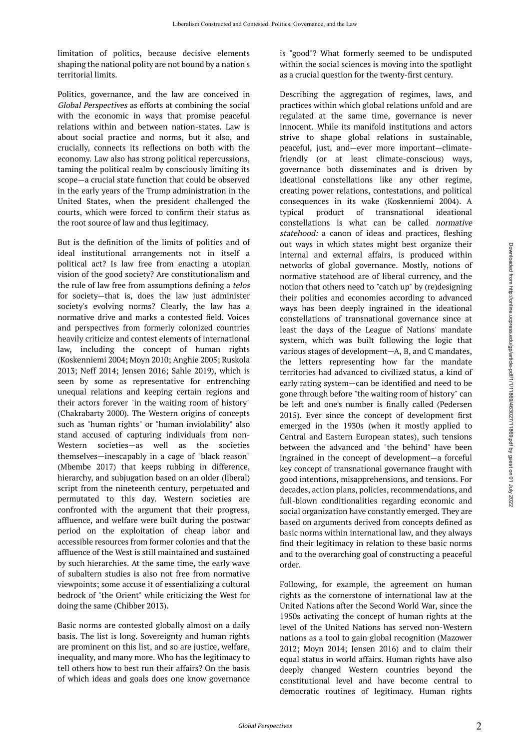limitation of politics, because decisive elements shaping the national polity are not bound by a nation's territorial limits.

Politics, governance, and the law are conceived in *Global Perspectives* as efforts at combining the social with the economic in ways that promise peaceful relations within and between nation-states. Law is about social practice and norms, but it also, and crucially, connects its reflections on both with the economy. Law also has strong political repercussions, taming the political realm by consciously limiting its scope—a crucial state function that could be observed in the early years of the Trump administration in the United States, when the president challenged the courts, which were forced to confirm their status as the root source of law and thus legitimacy.

But is the definition of the limits of politics and of ideal institutional arrangements not in itself a political act? Is law free from enacting a utopian vision of the good society? Are constitutionalism and the rule of law free from assumptions defining a *telos* for society—that is, does the law just administer society's evolving norms? Clearly, the law has a normative drive and marks a contested field. Voices and perspectives from formerly colonized countries heavily criticize and contest elements of international law, including the concept of human rights (Koskenniemi 2004; Moyn 2010; Anghie 2005; Ruskola 2013; Neff 2014; Jensen 2016; Sahle 2019), which is seen by some as representative for entrenching unequal relations and keeping certain regions and their actors forever "in the waiting room of history" (Chakrabarty 2000). The Western origins of concepts such as "human rights" or "human inviolability" also stand accused of capturing individuals from non-Western societies—as well as the societies themselves—inescapably in a cage of "black reason" (Mbembe 2017) that keeps rubbing in difference, hierarchy, and subjugation based on an older (liberal) script from the nineteenth century, perpetuated and permutated to this day. Western societies are confronted with the argument that their progress, affluence, and welfare were built during the postwar period on the exploitation of cheap labor and accessible resources from former colonies and that the affluence of the West is still maintained and sustained by such hierarchies. At the same time, the early wave of subaltern studies is also not free from normative viewpoints; some accuse it of essentializing a cultural bedrock of "the Orient" while criticizing the West for doing the same (Chibber 2013).

Basic norms are contested globally almost on a daily basis. The list is long. Sovereignty and human rights are prominent on this list, and so are justice, welfare, inequality, and many more. Who has the legitimacy to tell others how to best run their affairs? On the basis of which ideas and goals does one know governance is "good"? What formerly seemed to be undisputed within the social sciences is moving into the spotlight as a crucial question for the twenty-first century.

Describing the aggregation of regimes, laws, and practices within which global relations unfold and are regulated at the same time, governance is never innocent. While its manifold institutions and actors strive to shape global relations in sustainable, peaceful, just, and—ever more important—climate-friendly (or at least climate-conscious) ways, governance both disseminates and is driven by ideational constellations like any other regime, creating power relations, contestations, and political consequences in its wake (Koskenniemi 2004). A typical product of transnational ideational constellations is what can be called *normative statehood:* a canon of ideas and practices, fleshing out ways in which states might best organize their internal and external affairs, is produced within networks of global governance. Mostly, notions of normative statehood are of liberal currency, and the notion that others need to "catch up" by (re)designing their polities and economies according to advanced ways has been deeply ingrained in the ideational constellations of transnational governance since at least the days of the League of Nations' mandate system, which was built following the logic that various stages of development—A, B, and C mandates, the letters representing how far the mandate territories had advanced to civilized status, a kind of early rating system—can be identified and need to be gone through before "the waiting room of history" can be left and one's number is finally called (Pedersen 2015). Ever since the concept of development first emerged in the 1930s (when it mostly applied to Central and Eastern European states), such tensions between the advanced and "the behind" have been ingrained in the concept of development—a forceful key concept of transnational governance fraught with good intentions, misapprehensions, and tensions. For decades, action plans, policies, recommendations, and full-blown conditionalities regarding economic and social organization have constantly emerged. They are based on arguments derived from concepts defined as basic norms within international law, and they always find their legitimacy in relation to these basic norms and to the overarching goal of constructing a peaceful order.

Following, for example, the agreement on human rights as the cornerstone of international law at the United Nations after the Second World War, since the 1950s activating the concept of human rights at the level of the United Nations has served non-Western nations as a tool to gain global recognition (Mazower 2012; Moyn 2014; Jensen 2016) and to claim their equal status in world affairs. Human rights have also deeply changed Western countries beyond the constitutional level and have become central to democratic routines of legitimacy. Human rights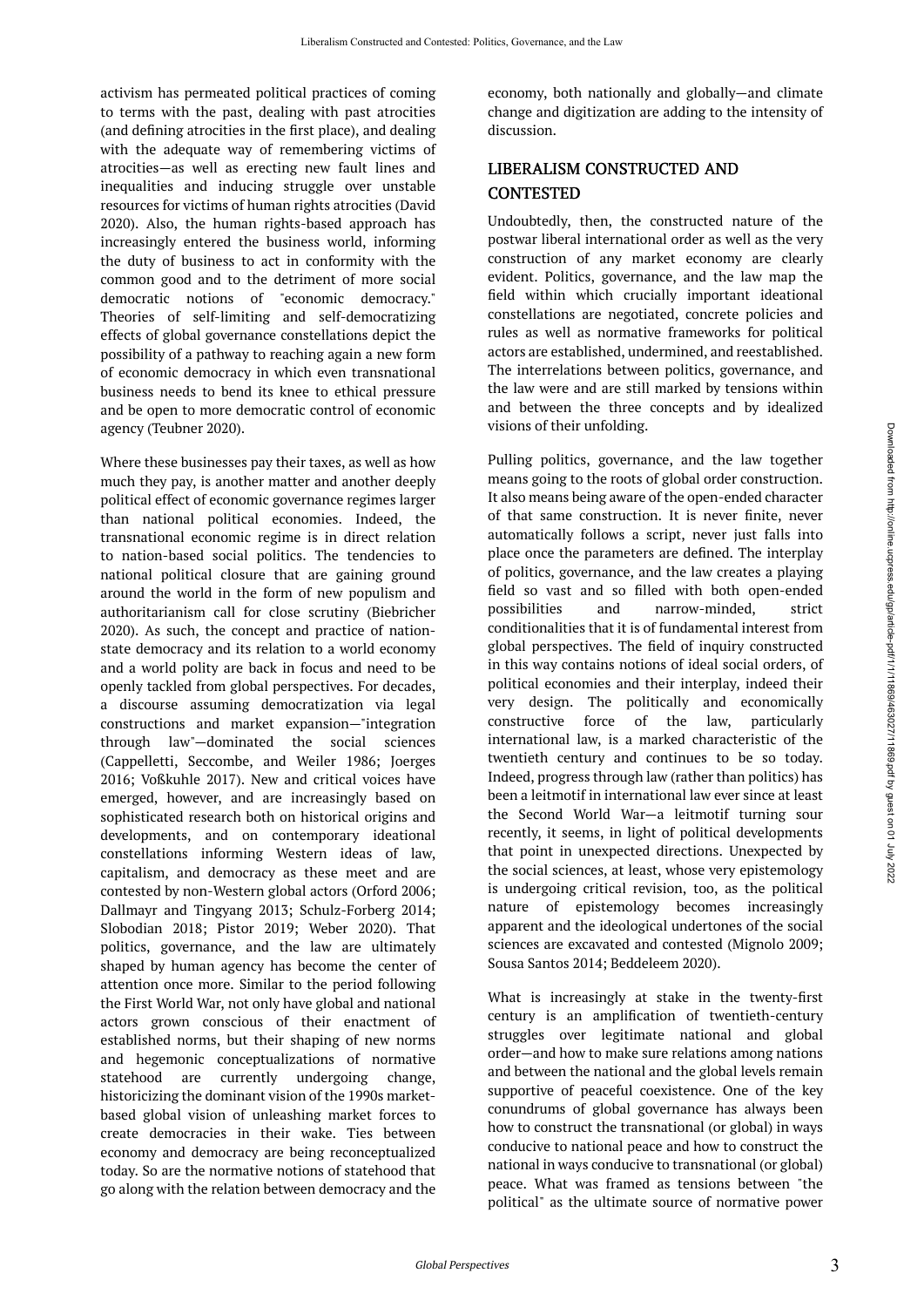activism has permeated political practices of coming to terms with the past, dealing with past atrocities (and defining atrocities in the first place), and dealing with the adequate way of remembering victims of atrocities—as well as erecting new fault lines and inequalities and inducing struggle over unstable resources for victims of human rights atrocities (David 2020). Also, the human rights-based approach has increasingly entered the business world, informing the duty of business to act in conformity with the common good and to the detriment of more social democratic notions of "economic democracy." Theories of self-limiting and self-democratizing effects of global governance constellations depict the possibility of a pathway to reaching again a new form of economic democracy in which even transnational business needs to bend its knee to ethical pressure and be open to more democratic control of economic agency (Teubner 2020).

Where these businesses pay their taxes, as well as how much they pay, is another matter and another deeply political effect of economic governance regimes larger than national political economies. Indeed, the transnational economic regime is in direct relation to nation-based social politics. The tendencies to national political closure that are gaining ground around the world in the form of new populism and authoritarianism call for close scrutiny (Biebricher 2020). As such, the concept and practice of nation-state democracy and its relation to a world economy and a world polity are back in focus and need to be openly tackled from global perspectives. For decades, a discourse assuming democratization via legal constructions and market expansion—"integration through law"—dominated the social sciences (Cappelletti, Seccombe, and Weiler 1986; Joerges 2016; Voßkuhle 2017). New and critical voices have emerged, however, and are increasingly based on sophisticated research both on historical origins and developments, and on contemporary ideational constellations informing Western ideas of law, capitalism, and democracy as these meet and are contested by non-Western global actors (Orford 2006; Dallmayr and Tingyang 2013; Schulz-Forberg 2014; Slobodian 2018; Pistor 2019; Weber 2020). That politics, governance, and the law are ultimately shaped by human agency has become the center of attention once more. Similar to the period following the First World War, not only have global and national actors grown conscious of their enactment of established norms, but their shaping of new norms and hegemonic conceptualizations of normative statehood are currently undergoing change, historicizing the dominant vision of the 1990s market-based global vision of unleashing market forces to create democracies in their wake. Ties between economy and democracy are being reconceptualized today. So are the normative notions of statehood that go along with the relation between democracy and the economy, both nationally and globally—and climate change and digitization are adding to the intensity of discussion.

## LIBERALISM CONSTRUCTED AND CONTESTED

Undoubtedly, then, the constructed nature of the postwar liberal international order as well as the very construction of any market economy are clearly evident. Politics, governance, and the law map the field within which crucially important ideational constellations are negotiated, concrete policies and rules as well as normative frameworks for political actors are established, undermined, and reestablished. The interrelations between politics, governance, and the law were and are still marked by tensions within and between the three concepts and by idealized visions of their unfolding.

Pulling politics, governance, and the law together means going to the roots of global order construction. It also means being aware of the open-ended character of that same construction. It is never finite, never automatically follows a script, never just falls into place once the parameters are defined. The interplay of politics, governance, and the law creates a playing field so vast and so filled with both open-ended possibilities and narrow-minded, strict conditionalities that it is of fundamental interest from global perspectives. The field of inquiry constructed in this way contains notions of ideal social orders, of political economies and their interplay, indeed their very design. The politically and economically constructive force of the law, particularly international law, is a marked characteristic of the twentieth century and continues to be so today. Indeed, progress through law (rather than politics) has been a leitmotif in international law ever since at least the Second World War—a leitmotif turning sour recently, it seems, in light of political developments that point in unexpected directions. Unexpected by the social sciences, at least, whose very epistemology is undergoing critical revision, too, as the political nature of epistemology becomes increasingly apparent and the ideological undertones of the social sciences are excavated and contested (Mignolo 2009; Sousa Santos 2014; Beddeleem 2020).

What is increasingly at stake in the twenty-first century is an amplification of twentieth-century struggles over legitimate national and global order—and how to make sure relations among nations and between the national and the global levels remain supportive of peaceful coexistence. One of the key conundrums of global governance has always been how to construct the transnational (or global) in ways conducive to national peace and how to construct the national in ways conducive to transnational (or global) peace. What was framed as tensions between "the political" as the ultimate source of normative power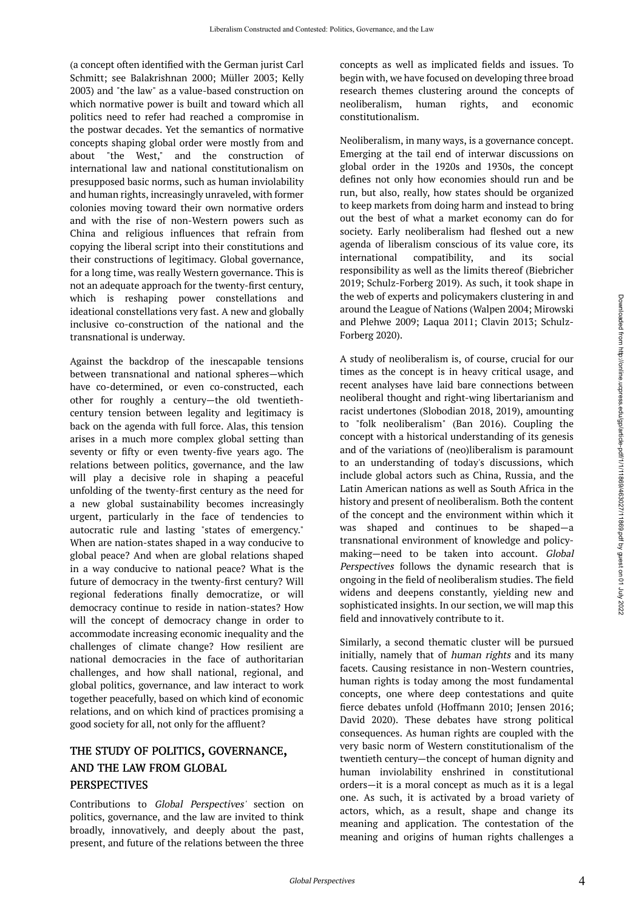(a concept often identified with the German jurist Carl Schmitt; see Balakrishnan 2000; Müller 2003; Kelly 2003) and "the law" as a value-based construction on which normative power is built and toward which all politics need to refer had reached a compromise in the postwar decades. Yet the semantics of normative concepts shaping global order were mostly from and about "the West," and the construction of international law and national constitutionalism on presupposed basic norms, such as human inviolability and human rights, increasingly unraveled, with former colonies moving toward their own normative orders and with the rise of non-Western powers such as China and religious influences that refrain from copying the liberal script into their constitutions and their constructions of legitimacy. Global governance, for a long time, was really Western governance. This is not an adequate approach for the twenty-first century, which is reshaping power constellations and ideational constellations very fast. A new and globally inclusive co-construction of the national and the transnational is underway.

Against the backdrop of the inescapable tensions between transnational and national spheres—which have co-determined, or even co-constructed, each other for roughly a century—the old twentieth-century tension between legality and legitimacy is back on the agenda with full force. Alas, this tension arises in a much more complex global setting than seventy or fifty or even twenty-five years ago. The relations between politics, governance, and the law will play a decisive role in shaping a peaceful unfolding of the twenty-first century as the need for a new global sustainability becomes increasingly urgent, particularly in the face of tendencies to autocratic rule and lasting "states of emergency." When are nation-states shaped in a way conducive to global peace? And when are global relations shaped in a way conducive to national peace? What is the future of democracy in the twenty-first century? Will regional federations finally democratize, or will democracy continue to reside in nation-states? How will the concept of democracy change in order to accommodate increasing economic inequality and the challenges of climate change? How resilient are national democracies in the face of authoritarian challenges, and how shall national, regional, and global politics, governance, and law interact to work together peacefully, based on which kind of economic relations, and on which kind of practices promising a good society for all, not only for the affluent?

## THE STUDY OF POLITICS, GOVERNANCE, AND THE LAW FROM GLOBAL PERSPECTIVES

Contributions to *Global Perspectives'* section on politics, governance, and the law are invited to think broadly, innovatively, and deeply about the past, present, and future of the relations between the three concepts as well as implicated fields and issues. To begin with, we have focused on developing three broad research themes clustering around the concepts of neoliberalism, human rights, and economic constitutionalism.

Neoliberalism, in many ways, is a governance concept. Emerging at the tail end of interwar discussions on global order in the 1920s and 1930s, the concept defines not only how economies should run and be run, but also, really, how states should be organized to keep markets from doing harm and instead to bring out the best of what a market economy can do for society. Early neoliberalism had fleshed out a new agenda of liberalism conscious of its value core, its international compatibility, and its social responsibility as well as the limits thereof (Biebricher 2019; Schulz-Forberg 2019). As such, it took shape in the web of experts and policymakers clustering in and around the League of Nations (Walpen 2004; Mirowski and Plehwe 2009; Laqua 2011; Clavin 2013; Schulz-Forberg 2020).

A study of neoliberalism is, of course, crucial for our times as the concept is in heavy critical usage, and recent analyses have laid bare connections between neoliberal thought and right-wing libertarianism and racist undertones (Slobodian 2018, 2019), amounting to "folk neoliberalism" (Ban 2016). Coupling the concept with a historical understanding of its genesis and of the variations of (neo)liberalism is paramount to an understanding of today's discussions, which include global actors such as China, Russia, and the Latin American nations as well as South Africa in the history and present of neoliberalism. Both the content of the concept and the environment within which it was shaped and continues to be shaped—a transnational environment of knowledge and policy-making—need to be taken into account. *Global Perspectives* follows the dynamic research that is ongoing in the field of neoliberalism studies. The field widens and deepens constantly, yielding new and sophisticated insights. In our section, we will map this field and innovatively contribute to it.

Similarly, a second thematic cluster will be pursued initially, namely that of *human rights* and its many facets. Causing resistance in non-Western countries, human rights is today among the most fundamental concepts, one where deep contestations and quite fierce debates unfold (Hoffmann 2010; Jensen 2016; David 2020). These debates have strong political consequences. As human rights are coupled with the very basic norm of Western constitutionalism of the twentieth century—the concept of human dignity and human inviolability enshrined in constitutional orders—it is a moral concept as much as it is a legal one. As such, it is activated by a broad variety of actors, which, as a result, shape and change its meaning and application. The contestation of the meaning and origins of human rights challenges a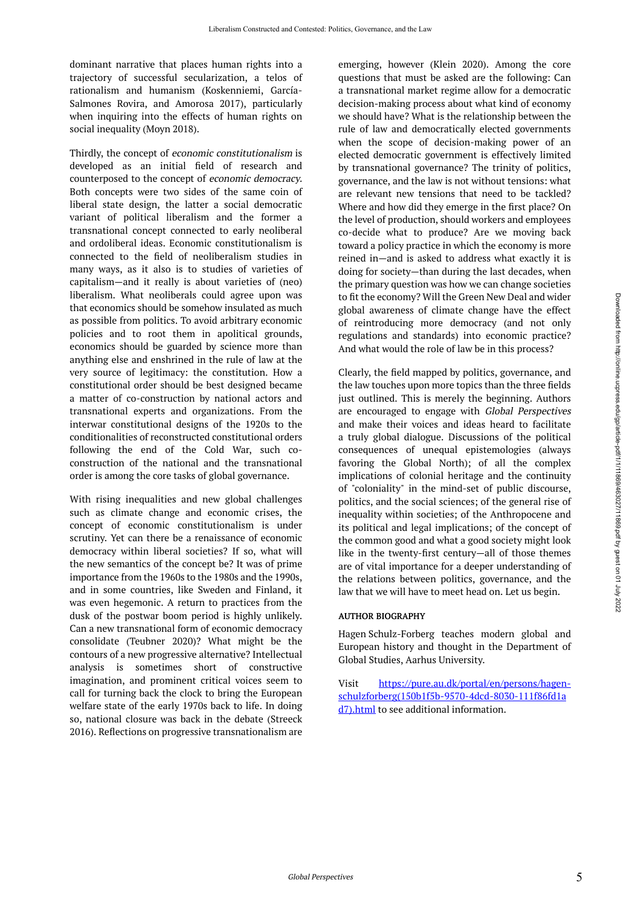dominant narrative that places human rights into a trajectory of successful secularization, a telos of rationalism and humanism (Koskenniemi, García-Salmones Rovira, and Amorosa 2017), particularly when inquiring into the effects of human rights on social inequality (Moyn 2018).

Thirdly, the concept of *economic constitutionalism* is developed as an initial field of research and counterposed to the concept of *economic democracy*. Both concepts were two sides of the same coin of liberal state design, the latter a social democratic variant of political liberalism and the former a transnational concept connected to early neoliberal and ordoliberal ideas. Economic constitutionalism is connected to the field of neoliberalism studies in many ways, as it also is to studies of varieties of capitalism—and it really is about varieties of (neo) liberalism. What neoliberals could agree upon was that economics should be somehow insulated as much as possible from politics. To avoid arbitrary economic policies and to root them in apolitical grounds, economics should be guarded by science more than anything else and enshrined in the rule of law at the very source of legitimacy: the constitution. How a constitutional order should be best designed became a matter of co-construction by national actors and transnational experts and organizations. From the interwar constitutional designs of the 1920s to the conditionalities of reconstructed constitutional orders following the end of the Cold War, such co-construction of the national and the transnational order is among the core tasks of global governance.

With rising inequalities and new global challenges such as climate change and economic crises, the concept of economic constitutionalism is under scrutiny. Yet can there be a renaissance of economic democracy within liberal societies? If so, what will the new semantics of the concept be? It was of prime importance from the 1960s to the 1980s and the 1990s, and in some countries, like Sweden and Finland, it was even hegemonic. A return to practices from the dusk of the postwar boom period is highly unlikely. Can a new transnational form of economic democracy consolidate (Teubner 2020)? What might be the contours of a new progressive alternative? Intellectual analysis is sometimes short of constructive imagination, and prominent critical voices seem to call for turning back the clock to bring the European welfare state of the early 1970s back to life. In doing so, national closure was back in the debate (Streeck 2016). Reflections on progressive transnationalism are emerging, however (Klein 2020). Among the core questions that must be asked are the following: Can a transnational market regime allow for a democratic decision-making process about what kind of economy we should have? What is the relationship between the rule of law and democratically elected governments when the scope of decision-making power of an elected democratic government is effectively limited by transnational governance? The trinity of politics, governance, and the law is not without tensions: what are relevant new tensions that need to be tackled? Where and how did they emerge in the first place? On the level of production, should workers and employees co-decide what to produce? Are we moving back toward a policy practice in which the economy is more reined in—and is asked to address what exactly it is doing for society—than during the last decades, when the primary question was how we can change societies to fit the economy? Will the Green New Deal and wider global awareness of climate change have the effect of reintroducing more democracy (and not only regulations and standards) into economic practice? And what would the role of law be in this process?

Clearly, the field mapped by politics, governance, and the law touches upon more topics than the three fields just outlined. This is merely the beginning. Authors are encouraged to engage with *Global Perspectives* and make their voices and ideas heard to facilitate a truly global dialogue. Discussions of the political consequences of unequal epistemologies (always favoring the Global North); of all the complex implications of colonial heritage and the continuity of "coloniality" in the mind-set of public discourse, politics, and the social sciences; of the general rise of inequality within societies; of the Anthropocene and its political and legal implications; of the concept of the common good and what a good society might look like in the twenty-first century—all of those themes are of vital importance for a deeper understanding of the relations between politics, governance, and the law that we will have to meet head on. Let us begin.

## AUTHOR BIOGRAPHY

Hagen Schulz-Forberg teaches modern global and European history and thought in the Department of Global Studies, Aarhus University.

Visit [https://pure.au.dk/portal/en/persons/hagen-schulzforberg(150b1f5b-9570-4dcd-8030-111f86fd1ad7).html](https://pure.au.dk/portal/en/persons/hagen-schulzforberg(150b1f5b-9570-4dcd-8030-111f86fd1ad7).html) to see additional information.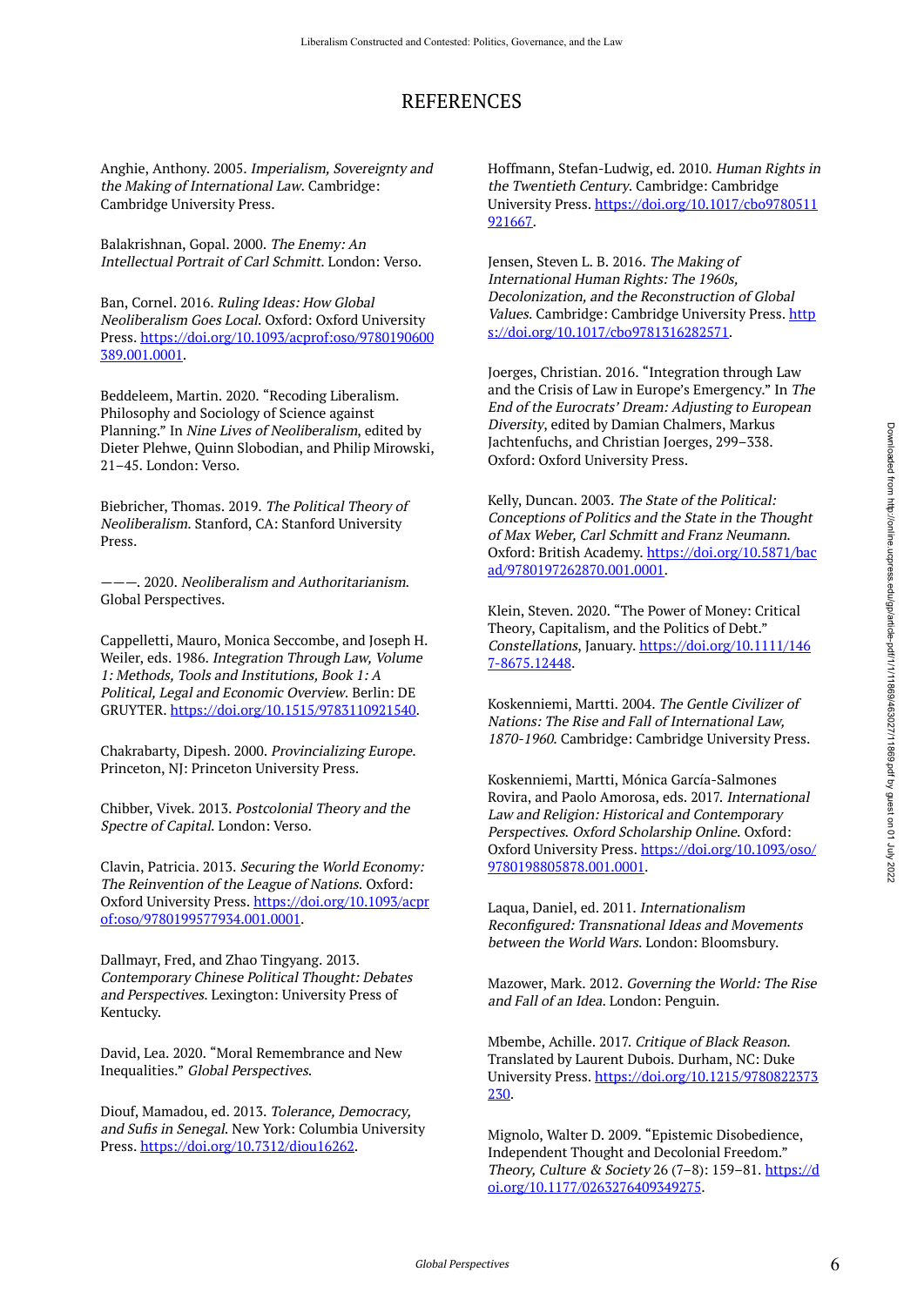# REFERENCES

Anghie, Anthony. 2005. *Imperialism, Sovereignty and the Making of International Law*. Cambridge: Cambridge University Press.

Balakrishnan, Gopal. 2000. *The Enemy: An Intellectual Portrait of Carl Schmitt*. London: Verso.

Ban, Cornel. 2016. *Ruling Ideas: How Global Neoliberalism Goes Local*. Oxford: Oxford University Press. https://doi.org/10.1093/acprof:oso/9780190600389.001.0001.

Beddeleem, Martin. 2020. "Recoding Liberalism. Philosophy and Sociology of Science against Planning." In *Nine Lives of Neoliberalism*, edited by Dieter Plehwe, Quinn Slobodian, and Philip Mirowski, 21–45. London: Verso.

Biebricher, Thomas. 2019. *The Political Theory of Neoliberalism*. Stanford, CA: Stanford University Press.

———. 2020. *Neoliberalism and Authoritarianism*. Global Perspectives.

Cappelletti, Mauro, Monica Seccombe, and Joseph H. Weiler, eds. 1986. *Integration Through Law, Volume 1: Methods, Tools and Institutions, Book 1: A Political, Legal and Economic Overview*. Berlin: DE GRUYTER. https://doi.org/10.1515/9783110921540.

Chakrabarty, Dipesh. 2000. *Provincializing Europe*. Princeton, NJ: Princeton University Press.

Chibber, Vivek. 2013. *Postcolonial Theory and the Spectre of Capital*. London: Verso.

Clavin, Patricia. 2013. *Securing the World Economy: The Reinvention of the League of Nations*. Oxford: Oxford University Press. https://doi.org/10.1093/acprof:oso/9780199577934.001.0001.

Dallmayr, Fred, and Zhao Tingyang. 2013. *Contemporary Chinese Political Thought: Debates and Perspectives*. Lexington: University Press of Kentucky.

David, Lea. 2020. "Moral Remembrance and New Inequalities." *Global Perspectives*.

Diouf, Mamadou, ed. 2013. *Tolerance, Democracy, and Sufis in Senegal*. New York: Columbia University Press. https://doi.org/10.7312/diou16262.

Hoffmann, Stefan-Ludwig, ed. 2010. *Human Rights in the Twentieth Century*. Cambridge: Cambridge University Press. https://doi.org/10.1017/cbo9780511921667.

Jensen, Steven L. B. 2016. *The Making of International Human Rights: The 1960s, Decolonization, and the Reconstruction of Global Values*. Cambridge: Cambridge University Press. https://doi.org/10.1017/cbo9781316282571.

Joerges, Christian. 2016. "Integration through Law and the Crisis of Law in Europe's Emergency." In *The End of the Eurocrats' Dream: Adjusting to European Diversity*, edited by Damian Chalmers, Markus Jachtenfuchs, and Christian Joerges, 299–338. Oxford: Oxford University Press.

Kelly, Duncan. 2003. *The State of the Political: Conceptions of Politics and the State in the Thought of Max Weber, Carl Schmitt and Franz Neumann*. Oxford: British Academy. https://doi.org/10.5871/bacad/9780197262870.001.0001.

Klein, Steven. 2020. "The Power of Money: Critical Theory, Capitalism, and the Politics of Debt." *Constellations*, January. https://doi.org/10.1111/1467-8675.12448.

Koskenniemi, Martti. 2004. *The Gentle Civilizer of Nations: The Rise and Fall of International Law, 1870-1960*. Cambridge: Cambridge University Press.

Koskenniemi, Martti, Mónica García-Salmones Rovira, and Paolo Amorosa, eds. 2017. *International Law and Religion: Historical and Contemporary Perspectives*. *Oxford Scholarship Online*. Oxford: Oxford University Press. https://doi.org/10.1093/oso/9780198805878.001.0001.

Laqua, Daniel, ed. 2011. *Internationalism Reconfigured: Transnational Ideas and Movements between the World Wars*. London: Bloomsbury.

Mazower, Mark. 2012. *Governing the World: The Rise and Fall of an Idea*. London: Penguin.

Mbembe, Achille. 2017. *Critique of Black Reason*. Translated by Laurent Dubois. Durham, NC: Duke University Press. https://doi.org/10.1215/9780822373230.

Mignolo, Walter D. 2009. "Epistemic Disobedience, Independent Thought and Decolonial Freedom." *Theory, Culture & Society* 26 (7–8): 159–81. https://doi.org/10.1177/0263276409349275.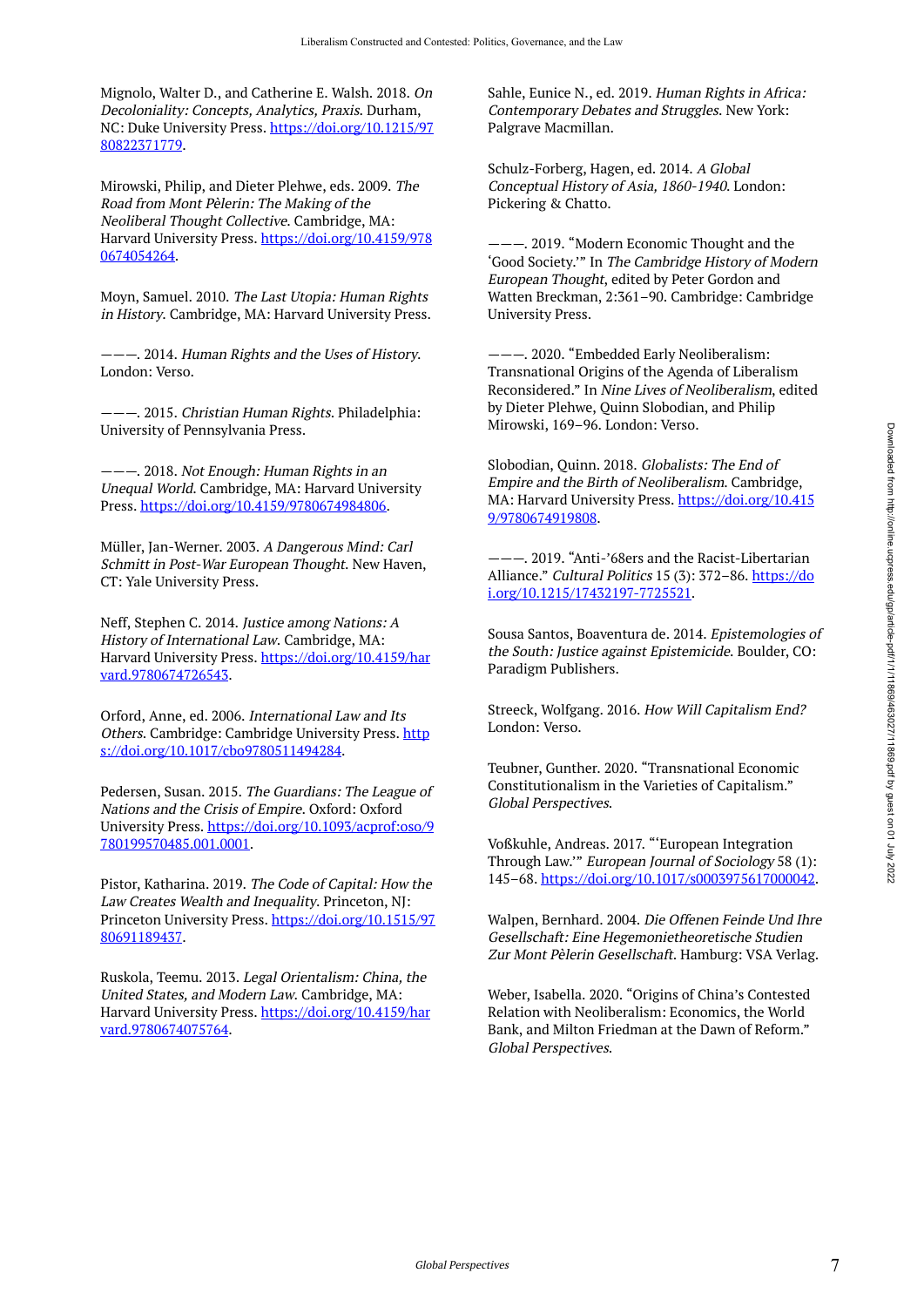Mignolo, Walter D., and Catherine E. Walsh. 2018. *On Decoloniality: Concepts, Analytics, Praxis*. Durham, NC: Duke University Press. https://doi.org/10.1215/9780822371779.

Mirowski, Philip, and Dieter Plehwe, eds. 2009. *The Road from Mont Pèlerin: The Making of the Neoliberal Thought Collective*. Cambridge, MA: Harvard University Press. https://doi.org/10.4159/9780674054264.

Moyn, Samuel. 2010. *The Last Utopia: Human Rights in History*. Cambridge, MA: Harvard University Press.

———. 2014. *Human Rights and the Uses of History*. London: Verso.

———. 2015. *Christian Human Rights*. Philadelphia: University of Pennsylvania Press.

———. 2018. *Not Enough: Human Rights in an Unequal World*. Cambridge, MA: Harvard University Press. https://doi.org/10.4159/9780674984806.

Müller, Jan-Werner. 2003. *A Dangerous Mind: Carl Schmitt in Post-War European Thought*. New Haven, CT: Yale University Press.

Neff, Stephen C. 2014. *Justice among Nations: A History of International Law*. Cambridge, MA: Harvard University Press. https://doi.org/10.4159/harvard.9780674726543.

Orford, Anne, ed. 2006. *International Law and Its Others*. Cambridge: Cambridge University Press. https://doi.org/10.1017/cbo9780511494284.

Pedersen, Susan. 2015. *The Guardians: The League of Nations and the Crisis of Empire*. Oxford: Oxford University Press. https://doi.org/10.1093/acprof:oso/9780199570485.001.0001.

Pistor, Katharina. 2019. *The Code of Capital: How the Law Creates Wealth and Inequality*. Princeton, NJ: Princeton University Press. https://doi.org/10.1515/9780691189437.

Ruskola, Teemu. 2013. *Legal Orientalism: China, the United States, and Modern Law*. Cambridge, MA: Harvard University Press. https://doi.org/10.4159/harvard.9780674075764.

Sahle, Eunice N., ed. 2019. *Human Rights in Africa: Contemporary Debates and Struggles*. New York: Palgrave Macmillan.

Schulz-Forberg, Hagen, ed. 2014. *A Global Conceptual History of Asia, 1860-1940*. London: Pickering & Chatto.

———. 2019. "Modern Economic Thought and the 'Good Society.'" In *The Cambridge History of Modern European Thought*, edited by Peter Gordon and Watten Breckman, 2:361–90. Cambridge: Cambridge University Press.

———. 2020. "Embedded Early Neoliberalism: Transnational Origins of the Agenda of Liberalism Reconsidered." In *Nine Lives of Neoliberalism*, edited by Dieter Plehwe, Quinn Slobodian, and Philip Mirowski, 169–96. London: Verso.

Slobodian, Quinn. 2018. *Globalists: The End of Empire and the Birth of Neoliberalism*. Cambridge, MA: Harvard University Press. https://doi.org/10.4159/9780674919808.

———. 2019. "Anti-'68ers and the Racist-Libertarian Alliance." *Cultural Politics* 15 (3): 372–86. https://doi.org/10.1215/17432197-7725521.

Sousa Santos, Boaventura de. 2014. *Epistemologies of the South: Justice against Epistemicide*. Boulder, CO: Paradigm Publishers.

Streeck, Wolfgang. 2016. *How Will Capitalism End?* London: Verso.

Teubner, Gunther. 2020. "Transnational Economic Constitutionalism in the Varieties of Capitalism." *Global Perspectives*.

Voßkuhle, Andreas. 2017. "'European Integration Through Law.'" *European Journal of Sociology* 58 (1): 145–68. https://doi.org/10.1017/s0003975617000042.

Walpen, Bernhard. 2004. *Die Offenen Feinde Und Ihre Gesellschaft: Eine Hegemonietheoretische Studien Zur Mont Pèlerin Gesellschaft*. Hamburg: VSA Verlag.

Weber, Isabella. 2020. "Origins of China's Contested Relation with Neoliberalism: Economics, the World Bank, and Milton Friedman at the Dawn of Reform." *Global Perspectives*.